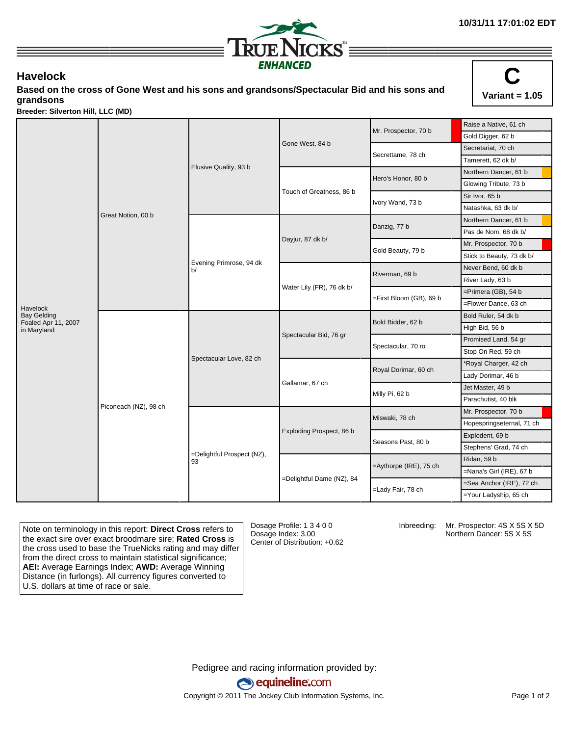# TrueNicks ENHANCED

10/31/11 17:01:02 EDT

## Havelock

**Based on the cross of Gone West and his sons and grandsons/Spectacular Bid and his sons and grandsons**

**Breeder: Silverton Hill, LLC (MD)**

**C**
**Variant = 1.05**

| | | | | | |
|---|---|---|---|---|---|
| Havelock<br>Bay Gelding<br>Foaled Apr 11, 2007<br>in Maryland | Great Notion, 00 b | Elusive Quality, 93 b | Gone West, 84 b | Mr. Prospector, 70 b | Raise a Native, 61 ch |
| | | | | | Gold Digger, 62 b |
| | | | | Secrettame, 78 ch | Secretariat, 70 ch |
| | | | | | Tamerett, 62 dk b/ |
| | | | Touch of Greatness, 86 b | Hero's Honor, 80 b | Northern Dancer, 61 b |
| | | | | | Glowing Tribute, 73 b |
| | | | | Ivory Wand, 73 b | Sir Ivor, 65 b |
| | | | | | Natashka, 63 dk b/ |
| | | Evening Primrose, 94 dk b/ | Dayjur, 87 dk b/ | Danzig, 77 b | Northern Dancer, 61 b |
| | | | | | Pas de Nom, 68 dk b/ |
| | | | | Gold Beauty, 79 b | Mr. Prospector, 70 b |
| | | | | | Stick to Beauty, 73 dk b/ |
| | | | Water Lily (FR), 76 dk b/ | Riverman, 69 b | Never Bend, 60 dk b |
| | | | | | River Lady, 63 b |
| | | | | =First Bloom (GB), 69 b | =Primera (GB), 54 b |
| | | | | | =Flower Dance, 63 ch |
| | Piconeach (NZ), 98 ch | Spectacular Love, 82 ch | Spectacular Bid, 76 gr | Bold Bidder, 62 b | Bold Ruler, 54 dk b |
| | | | | | High Bid, 56 b |
| | | | | Spectacular, 70 ro | Promised Land, 54 gr |
| | | | | | Stop On Red, 59 ch |
| | | | Gallamar, 67 ch | Royal Dorimar, 60 ch | *Royal Charger, 42 ch |
| | | | | | Lady Dorimar, 46 b |
| | | | | Milly Pi, 62 b | Jet Master, 49 b |
| | | | | | Parachutist, 40 blk |
| | | =Delightful Prospect (NZ), 93 | Exploding Prospect, 86 b | Miswaki, 78 ch | Mr. Prospector, 70 b |
| | | | | | Hopespringseternal, 71 ch |
| | | | | Seasons Past, 80 b | Explodent, 69 b |
| | | | | | Stephens' Grad, 74 ch |
| | | | =Delightful Dame (NZ), 84 | =Aythorpe (IRE), 75 ch | Ridan, 59 b |
| | | | | | =Nana's Girl (IRE), 67 b |
| | | | | =Lady Fair, 78 ch | =Sea Anchor (IRE), 72 ch |
| | | | | | =Your Ladyship, 65 ch |

Note on terminology in this report: **Direct Cross** refers to the exact sire over exact broodmare sire; **Rated Cross** is the cross used to base the TrueNicks rating and may differ from the direct cross to maintain statistical significance; **AEI:** Average Earnings Index; **AWD:** Average Winning Distance (in furlongs). All currency figures converted to U.S. dollars at time of race or sale.

Dosage Profile: 1 3 4 0 0
Dosage Index: 3.00
Center of Distribution: +0.62

Inbreeding: Mr. Prospector: 4S X 5S X 5D
Northern Dancer: 5S X 5S

Pedigree and racing information provided by:
equineline.com
Copyright © 2011 The Jockey Club Information Systems, Inc.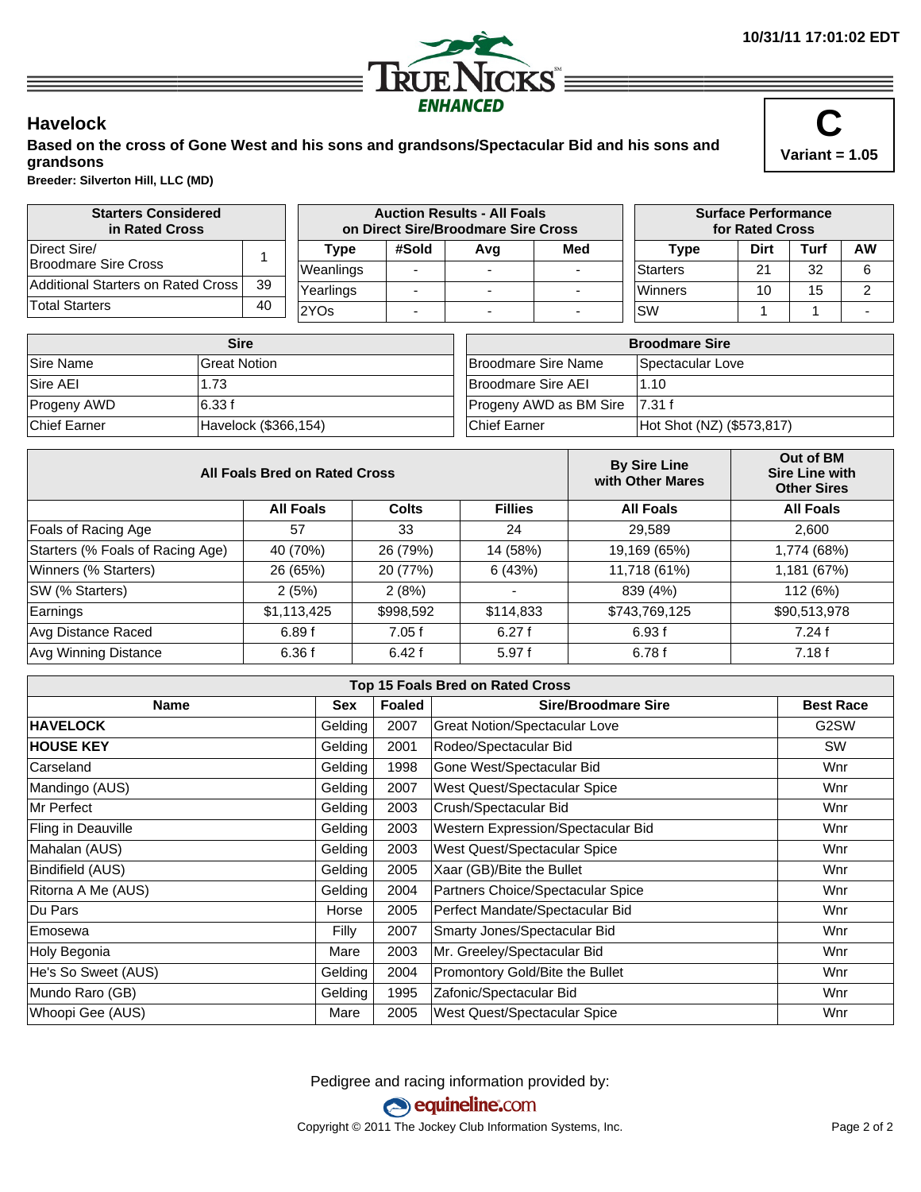10/31/11 17:01:02 EDT

TRUE NICKS ENHANCED

## Havelock

**Based on the cross of Gone West and his sons and grandsons/Spectacular Bid and his sons and grandsons**

**Breeder: Silverton Hill, LLC (MD)**

**C**
**Variant = 1.05**

| Starters Considered in Rated Cross | |
|---|---|
| Direct Sire/ Broodmare Sire Cross | 1 |
| Additional Starters on Rated Cross | 39 |
| Total Starters | 40 |

| Auction Results - All Foals on Direct Sire/Broodmare Sire Cross | | | |
|---|---|---|---|
| Type | #Sold | Avg | Med |
| Weanlings | - | - | - |
| Yearlings | - | - | - |
| 2YOs | - | - | - |

| Surface Performance for Rated Cross | | | |
|---|---|---|---|
| Type | Dirt | Turf | AW |
| Starters | 21 | 32 | 6 |
| Winners | 10 | 15 | 2 |
| SW | 1 | 1 | - |

| Sire | |
|---|---|
| Sire Name | Great Notion |
| Sire AEI | 1.73 |
| Progeny AWD | 6.33 f |
| Chief Earner | Havelock ($366,154) |

| Broodmare Sire | |
|---|---|
| Broodmare Sire Name | Spectacular Love |
| Broodmare Sire AEI | 1.10 |
| Progeny AWD as BM Sire | 7.31 f |
| Chief Earner | Hot Shot (NZ) ($573,817) |

| All Foals Bred on Rated Cross | | | | By Sire Line with Other Mares | Out of BM Sire Line with Other Sires |
|---|---|---|---|---|---|
| | All Foals | Colts | Fillies | All Foals | All Foals |
| Foals of Racing Age | 57 | 33 | 24 | 29,589 | 2,600 |
| Starters (% Foals of Racing Age) | 40 (70%) | 26 (79%) | 14 (58%) | 19,169 (65%) | 1,774 (68%) |
| Winners (% Starters) | 26 (65%) | 20 (77%) | 6 (43%) | 11,718 (61%) | 1,181 (67%) |
| SW (% Starters) | 2 (5%) | 2 (8%) | - | 839 (4%) | 112 (6%) |
| Earnings | $1,113,425 | $998,592 | $114,833 | $743,769,125 | $90,513,978 |
| Avg Distance Raced | 6.89 f | 7.05 f | 6.27 f | 6.93 f | 7.24 f |
| Avg Winning Distance | 6.36 f | 6.42 f | 5.97 f | 6.78 f | 7.18 f |

| Top 15 Foals Bred on Rated Cross | | | | |
|---|---|---|---|---|
| Name | Sex | Foaled | Sire/Broodmare Sire | Best Race |
| **HAVELOCK** | Gelding | 2007 | Great Notion/Spectacular Love | G2SW |
| **HOUSE KEY** | Gelding | 2001 | Rodeo/Spectacular Bid | SW |
| Carseland | Gelding | 1998 | Gone West/Spectacular Bid | Wnr |
| Mandingo (AUS) | Gelding | 2007 | West Quest/Spectacular Spice | Wnr |
| Mr Perfect | Gelding | 2003 | Crush/Spectacular Bid | Wnr |
| Fling in Deauville | Gelding | 2003 | Western Expression/Spectacular Bid | Wnr |
| Mahalan (AUS) | Gelding | 2003 | West Quest/Spectacular Spice | Wnr |
| Bindifield (AUS) | Gelding | 2005 | Xaar (GB)/Bite the Bullet | Wnr |
| Ritorna A Me (AUS) | Gelding | 2004 | Partners Choice/Spectacular Spice | Wnr |
| Du Pars | Horse | 2005 | Perfect Mandate/Spectacular Bid | Wnr |
| Emosewa | Filly | 2007 | Smarty Jones/Spectacular Bid | Wnr |
| Holy Begonia | Mare | 2003 | Mr. Greeley/Spectacular Bid | Wnr |
| He's So Sweet (AUS) | Gelding | 2004 | Promontory Gold/Bite the Bullet | Wnr |
| Mundo Raro (GB) | Gelding | 1995 | Zafonic/Spectacular Bid | Wnr |
| Whoopi Gee (AUS) | Mare | 2005 | West Quest/Spectacular Spice | Wnr |

Pedigree and racing information provided by:

equineline.com

Copyright © 2011 The Jockey Club Information Systems, Inc.